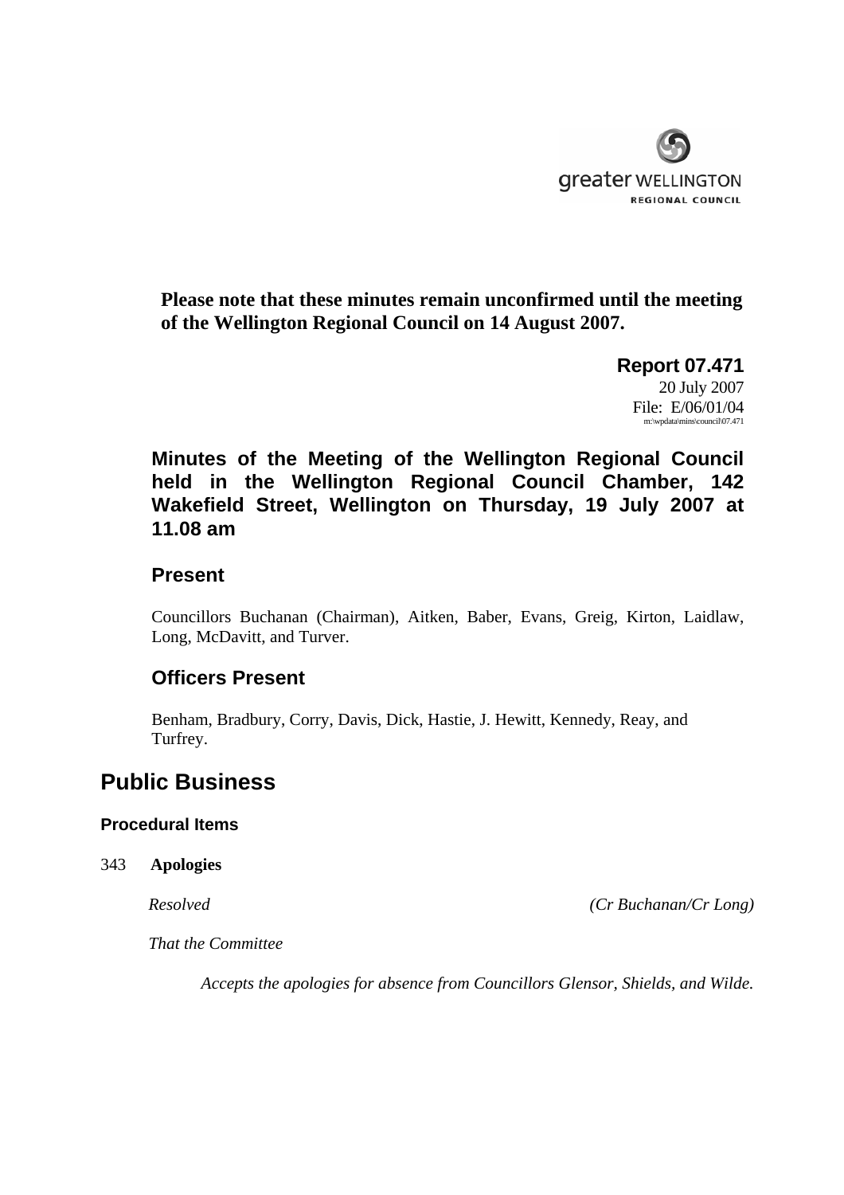greater WELLINGTON
REGIONAL COUNCIL

**Please note that these minutes remain unconfirmed until the meeting of the Wellington Regional Council on 14 August 2007.**

**Report 07.471**
20 July 2007
File: E/06/01/04
m:\wpdata\mins\council\07.471

## Minutes of the Meeting of the Wellington Regional Council held in the Wellington Regional Council Chamber, 142 Wakefield Street, Wellington on Thursday, 19 July 2007 at 11.08 am

### Present

Councillors Buchanan (Chairman), Aitken, Baber, Evans, Greig, Kirton, Laidlaw, Long, McDavitt, and Turver.

### Officers Present

Benham, Bradbury, Corry, Davis, Dick, Hastie, J. Hewitt, Kennedy, Reay, and Turfrey.

# Public Business

#### Procedural Items

343 **Apologies**

*Resolved* *(Cr Buchanan/Cr Long)*

*That the Committee*

*Accepts the apologies for absence from Councillors Glensor, Shields, and Wilde.*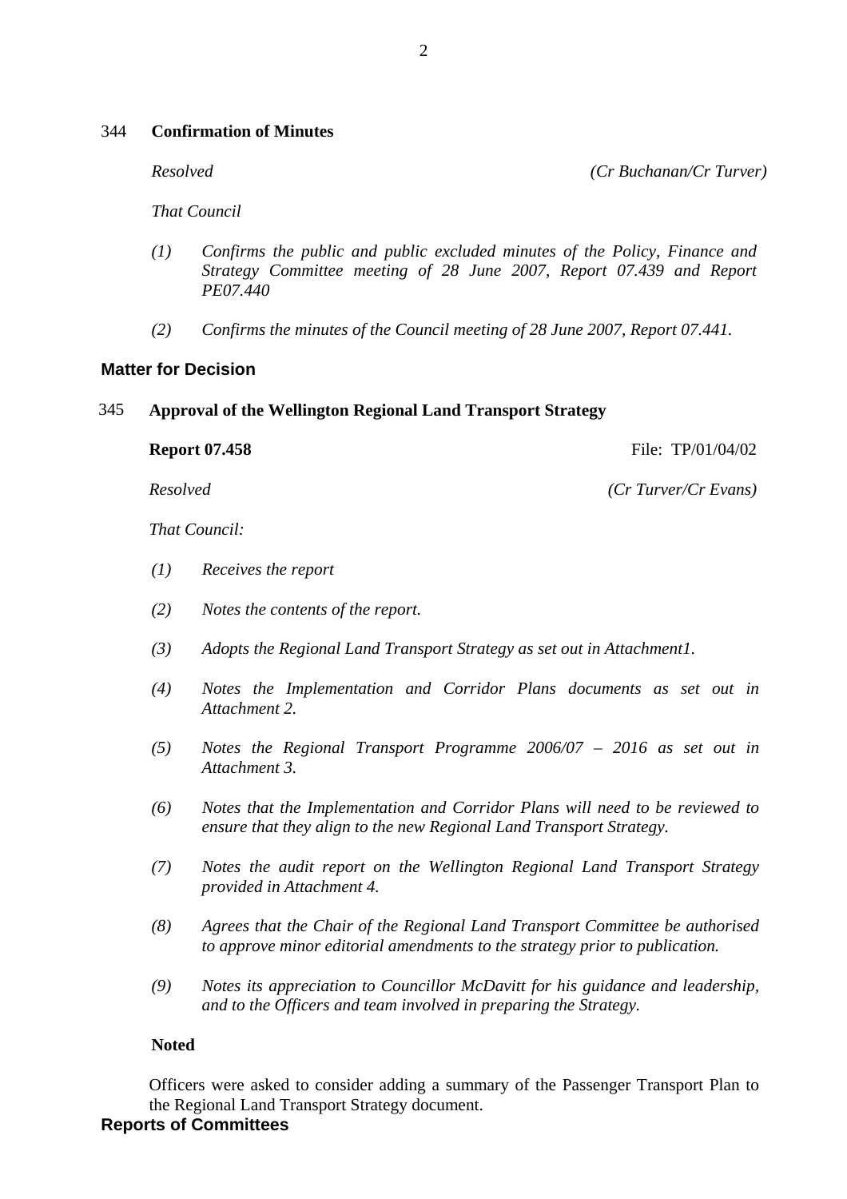344 **Confirmation of Minutes**

*Resolved* *(Cr Buchanan/Cr Turver)*

*That Council*

*(1) Confirms the public and public excluded minutes of the Policy, Finance and Strategy Committee meeting of 28 June 2007, Report 07.439 and Report PE07.440*

*(2) Confirms the minutes of the Council meeting of 28 June 2007, Report 07.441.*

## Matter for Decision

345 **Approval of the Wellington Regional Land Transport Strategy**

**Report 07.458** File: TP/01/04/02

*Resolved* *(Cr Turver/Cr Evans)*

*That Council:*

*(1) Receives the report*

*(2) Notes the contents of the report.*

*(3) Adopts the Regional Land Transport Strategy as set out in Attachment1.*

*(4) Notes the Implementation and Corridor Plans documents as set out in Attachment 2.*

*(5) Notes the Regional Transport Programme 2006/07 – 2016 as set out in Attachment 3.*

*(6) Notes that the Implementation and Corridor Plans will need to be reviewed to ensure that they align to the new Regional Land Transport Strategy.*

*(7) Notes the audit report on the Wellington Regional Land Transport Strategy provided in Attachment 4.*

*(8) Agrees that the Chair of the Regional Land Transport Committee be authorised to approve minor editorial amendments to the strategy prior to publication.*

*(9) Notes its appreciation to Councillor McDavitt for his guidance and leadership, and to the Officers and team involved in preparing the Strategy.*

**Noted**

Officers were asked to consider adding a summary of the Passenger Transport Plan to the Regional Land Transport Strategy document.

## Reports of Committees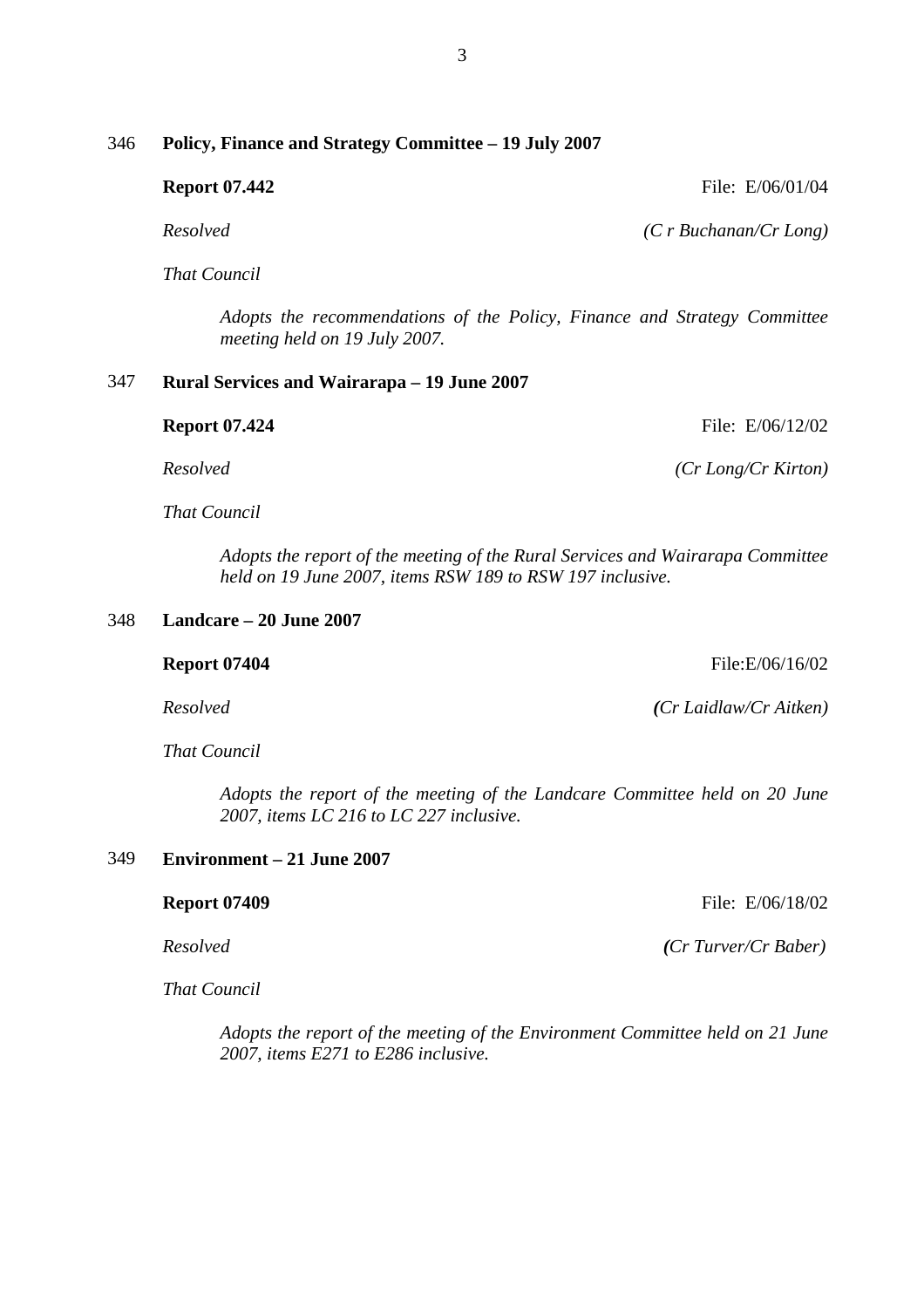## 346 Policy, Finance and Strategy Committee – 19 July 2007

**Report 07.442** File: E/06/01/04

*Resolved* *(C r Buchanan/Cr Long)*

*That Council*

> *Adopts the recommendations of the Policy, Finance and Strategy Committee meeting held on 19 July 2007.*

## 347 Rural Services and Wairarapa – 19 June 2007

**Report 07.424** File: E/06/12/02

*Resolved* *(Cr Long/Cr Kirton)*

*That Council*

> *Adopts the report of the meeting of the Rural Services and Wairarapa Committee held on 19 June 2007, items RSW 189 to RSW 197 inclusive.*

## 348 Landcare – 20 June 2007

**Report 07404** File:E/06/16/02

*Resolved* ***(****Cr Laidlaw/Cr Aitken)*

*That Council*

> *Adopts the report of the meeting of the Landcare Committee held on 20 June 2007, items LC 216 to LC 227 inclusive.*

## 349 Environment – 21 June 2007

**Report 07409** File: E/06/18/02

*Resolved* ***(****Cr Turver/Cr Baber)*

*That Council*

> *Adopts the report of the meeting of the Environment Committee held on 21 June 2007, items E271 to E286 inclusive.*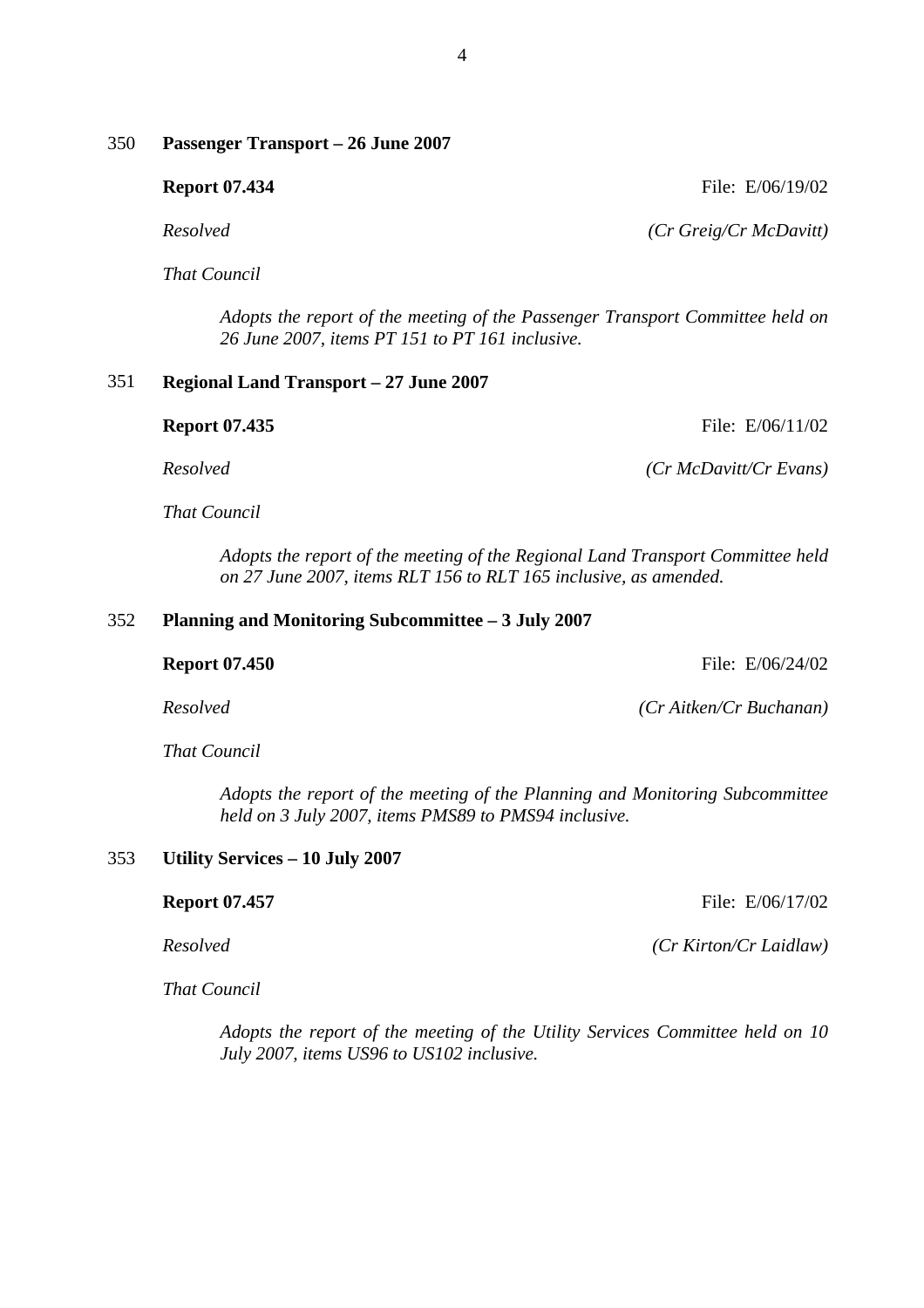350 **Passenger Transport – 26 June 2007**

**Report 07.434** File: E/06/19/02

*Resolved* *(Cr Greig/Cr McDavitt)*

*That Council*

> *Adopts the report of the meeting of the Passenger Transport Committee held on 26 June 2007, items PT 151 to PT 161 inclusive.*

351 **Regional Land Transport – 27 June 2007**

**Report 07.435** File: E/06/11/02

*Resolved* *(Cr McDavitt/Cr Evans)*

*That Council*

> *Adopts the report of the meeting of the Regional Land Transport Committee held on 27 June 2007, items RLT 156 to RLT 165 inclusive, as amended.*

352 **Planning and Monitoring Subcommittee – 3 July 2007**

**Report 07.450** File: E/06/24/02

*Resolved* *(Cr Aitken/Cr Buchanan)*

*That Council*

> *Adopts the report of the meeting of the Planning and Monitoring Subcommittee held on 3 July 2007, items PMS89 to PMS94 inclusive.*

353 **Utility Services – 10 July 2007**

**Report 07.457** File: E/06/17/02

*Resolved* *(Cr Kirton/Cr Laidlaw)*

*That Council*

> *Adopts the report of the meeting of the Utility Services Committee held on 10 July 2007, items US96 to US102 inclusive.*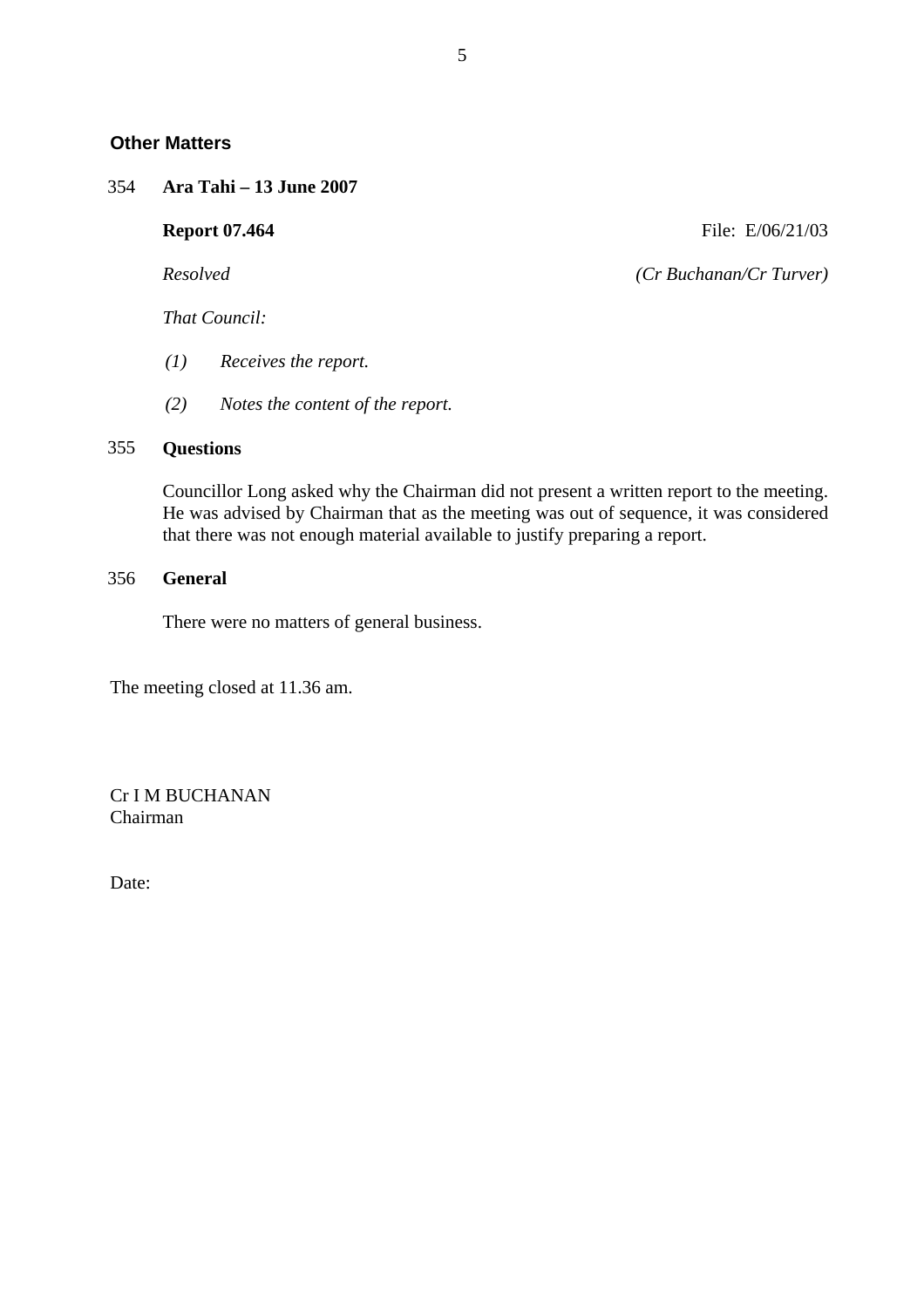## Other Matters

354 **Ara Tahi – 13 June 2007**

**Report 07.464** File: E/06/21/03

*Resolved* *(Cr Buchanan/Cr Turver)*

*That Council:*

*(1) Receives the report.*

*(2) Notes the content of the report.*

355 **Questions**

Councillor Long asked why the Chairman did not present a written report to the meeting. He was advised by Chairman that as the meeting was out of sequence, it was considered that there was not enough material available to justify preparing a report.

356 **General**

There were no matters of general business.

The meeting closed at 11.36 am.

Cr I M BUCHANAN
Chairman

Date: